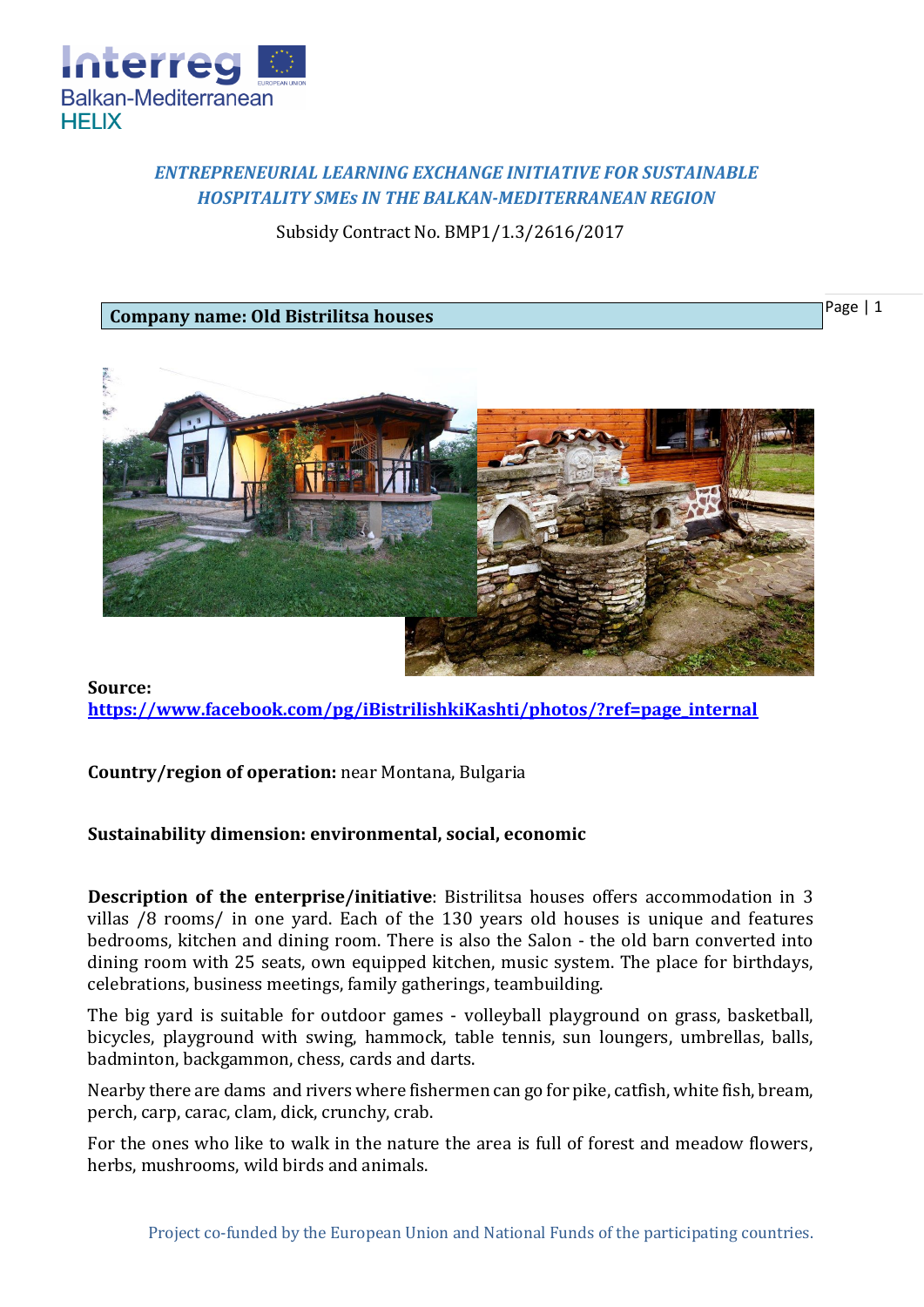*ENTREPRENEURIAL LEARNING EXCHANGE INITIATIVE FOR SUSTAINABLE HOSPITALITY SMEs IN THE BALKAN-MEDITERRANEAN REGION*

Subsidy Contract No. BMP1/1.3/2616/2017

**Company name: Old Bistrilitsa houses**

**Source:** https://www.facebook.com/pg/iBistrilishkiKashti/photos/?ref=page_internal

**Country/region of operation:** near Montana, Bulgaria

**Sustainability dimension: environmental, social, economic**

**Description of the enterprise/initiative**: Bistrilitsa houses offers accommodation in 3 villas /8 rooms/ in one yard. Each of the 130 years old houses is unique and features bedrooms, kitchen and dining room. There is also the Salon - the old barn converted into dining room with 25 seats, own equipped kitchen, music system. The place for birthdays, celebrations, business meetings, family gatherings, teambuilding.

The big yard is suitable for outdoor games - volleyball playground on grass, basketball, bicycles, playground with swing, hammock, table tennis, sun loungers, umbrellas, balls, badminton, backgammon, chess, cards and darts.

Nearby there are dams and rivers where fishermen can go for pike, catfish, white fish, bream, perch, carp, carac, clam, dick, crunchy, crab.

For the ones who like to walk in the nature the area is full of forest and meadow flowers, herbs, mushrooms, wild birds and animals.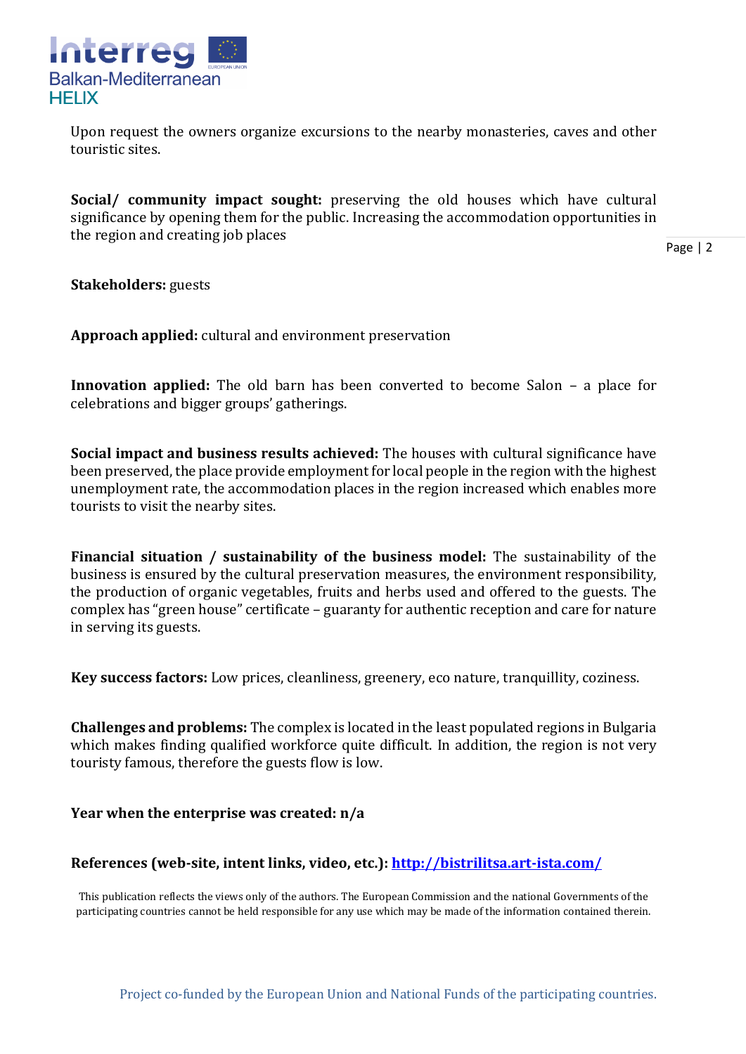Upon request the owners organize excursions to the nearby monasteries, caves and other touristic sites.

**Social/ community impact sought:** preserving the old houses which have cultural significance by opening them for the public. Increasing the accommodation opportunities in the region and creating job places

**Stakeholders:** guests

**Approach applied:** cultural and environment preservation

**Innovation applied:** The old barn has been converted to become Salon – a place for celebrations and bigger groups' gatherings.

**Social impact and business results achieved:** The houses with cultural significance have been preserved, the place provide employment for local people in the region with the highest unemployment rate, the accommodation places in the region increased which enables more tourists to visit the nearby sites.

**Financial situation / sustainability of the business model:** The sustainability of the business is ensured by the cultural preservation measures, the environment responsibility, the production of organic vegetables, fruits and herbs used and offered to the guests. The complex has "green house" certificate – guaranty for authentic reception and care for nature in serving its guests.

**Key success factors:** Low prices, cleanliness, greenery, eco nature, tranquillity, coziness.

**Challenges and problems:** The complex is located in the least populated regions in Bulgaria which makes finding qualified workforce quite difficult. In addition, the region is not very touristy famous, therefore the guests flow is low.

**Year when the enterprise was created: n/a**

**References (web-site, intent links, video, etc.): [http://bistrilitsa.art-ista.com/](http://bistrilitsa.art-ista.com/)**

This publication reflects the views only of the authors. The European Commission and the national Governments of the participating countries cannot be held responsible for any use which may be made of the information contained therein.

Project co-funded by the European Union and National Funds of the participating countries.